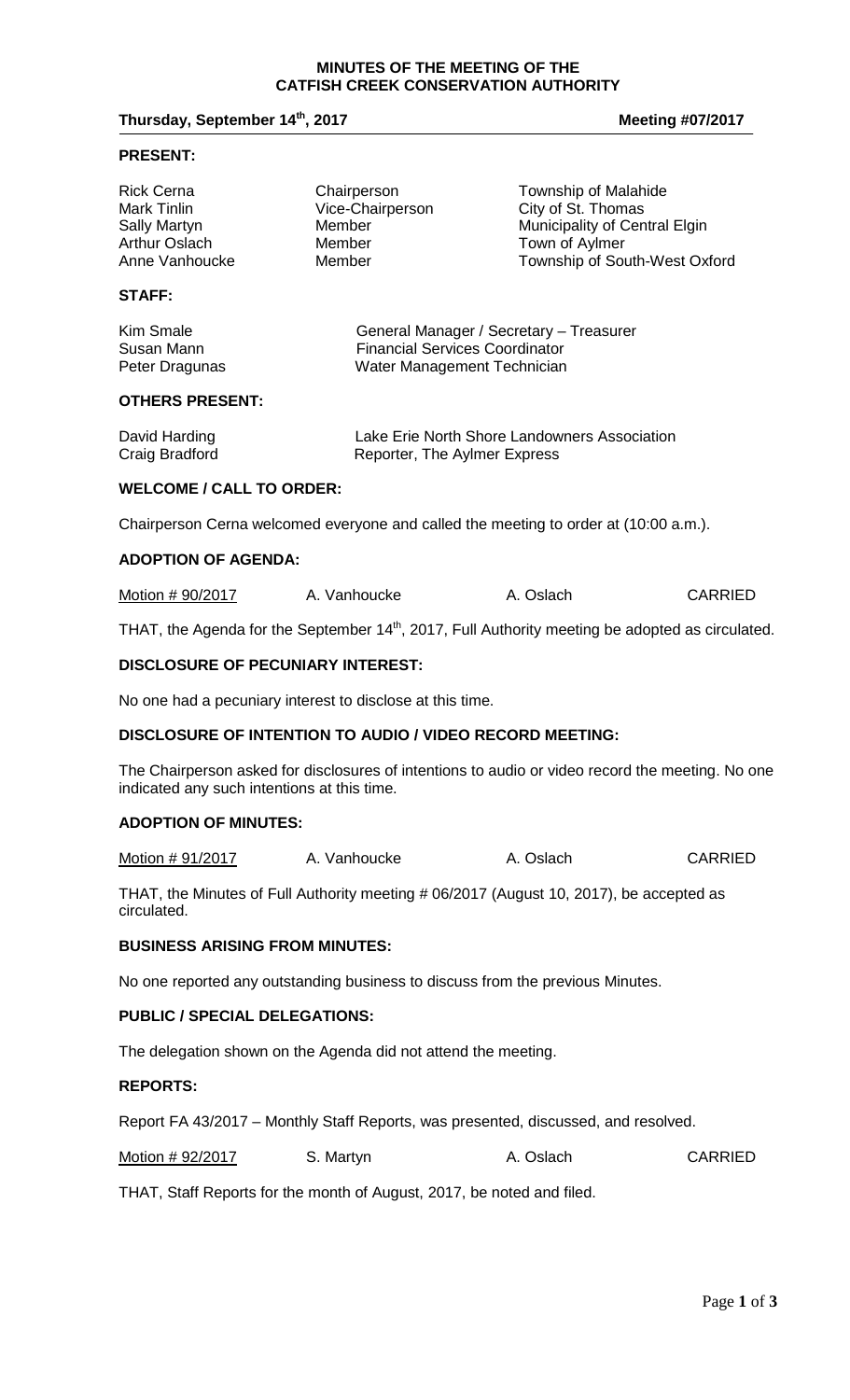# MINUTES OF THE MEETING OF THE CATFISH CREEK CONSERVATION AUTHORITY

**Thursday, September 14th, 2017** **Meeting #07/2017**

## PRESENT:

| | | |
|---|---|---|
| Rick Cerna | Chairperson | Township of Malahide |
| Mark Tinlin | Vice-Chairperson | City of St. Thomas |
| Sally Martyn | Member | Municipality of Central Elgin |
| Arthur Oslach | Member | Town of Aylmer |
| Anne Vanhoucke | Member | Township of South-West Oxford |

## STAFF:

| | |
|---|---|
| Kim Smale | General Manager / Secretary – Treasurer |
| Susan Mann | Financial Services Coordinator |
| Peter Dragunas | Water Management Technician |

## OTHERS PRESENT:

| | |
|---|---|
| David Harding | Lake Erie North Shore Landowners Association |
| Craig Bradford | Reporter, The Aylmer Express |

## WELCOME / CALL TO ORDER:

Chairperson Cerna welcomed everyone and called the meeting to order at (10:00 a.m.).

## ADOPTION OF AGENDA:

| | | | |
|---|---|---|---|
| Motion # 90/2017 | A. Vanhoucke | A. Oslach | CARRIED |

THAT, the Agenda for the September 14th, 2017, Full Authority meeting be adopted as circulated.

## DISCLOSURE OF PECUNIARY INTEREST:

No one had a pecuniary interest to disclose at this time.

## DISCLOSURE OF INTENTION TO AUDIO / VIDEO RECORD MEETING:

The Chairperson asked for disclosures of intentions to audio or video record the meeting. No one indicated any such intentions at this time.

## ADOPTION OF MINUTES:

| | | | |
|---|---|---|---|
| Motion # 91/2017 | A. Vanhoucke | A. Oslach | CARRIED |

THAT, the Minutes of Full Authority meeting # 06/2017 (August 10, 2017), be accepted as circulated.

## BUSINESS ARISING FROM MINUTES:

No one reported any outstanding business to discuss from the previous Minutes.

## PUBLIC / SPECIAL DELEGATIONS:

The delegation shown on the Agenda did not attend the meeting.

## REPORTS:

Report FA 43/2017 – Monthly Staff Reports, was presented, discussed, and resolved.

| | | | |
|---|---|---|---|
| Motion # 92/2017 | S. Martyn | A. Oslach | CARRIED |

THAT, Staff Reports for the month of August, 2017, be noted and filed.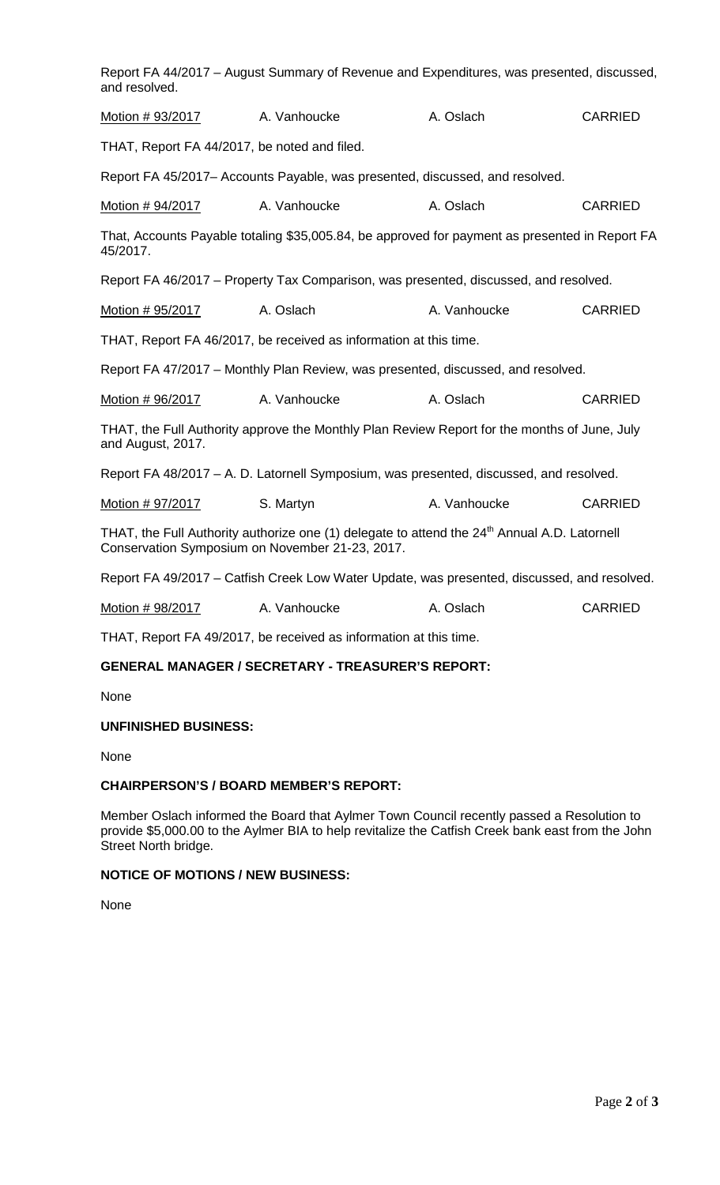Report FA 44/2017 – August Summary of Revenue and Expenditures, was presented, discussed, and resolved.

| Motion # 93/2017 | A. Vanhoucke | A. Oslach | CARRIED |
|---|---|---|---|

THAT, Report FA 44/2017, be noted and filed.

Report FA 45/2017– Accounts Payable, was presented, discussed, and resolved.

| Motion # 94/2017 | A. Vanhoucke | A. Oslach | CARRIED |
|---|---|---|---|

That, Accounts Payable totaling $35,005.84, be approved for payment as presented in Report FA 45/2017.

Report FA 46/2017 – Property Tax Comparison, was presented, discussed, and resolved.

| Motion # 95/2017 | A. Oslach | A. Vanhoucke | CARRIED |
|---|---|---|---|

THAT, Report FA 46/2017, be received as information at this time.

Report FA 47/2017 – Monthly Plan Review, was presented, discussed, and resolved.

| Motion # 96/2017 | A. Vanhoucke | A. Oslach | CARRIED |
|---|---|---|---|

THAT, the Full Authority approve the Monthly Plan Review Report for the months of June, July and August, 2017.

Report FA 48/2017 – A. D. Latornell Symposium, was presented, discussed, and resolved.

| Motion # 97/2017 | S. Martyn | A. Vanhoucke | CARRIED |
|---|---|---|---|

THAT, the Full Authority authorize one (1) delegate to attend the 24th Annual A.D. Latornell Conservation Symposium on November 21-23, 2017.

Report FA 49/2017 – Catfish Creek Low Water Update, was presented, discussed, and resolved.

| Motion # 98/2017 | A. Vanhoucke | A. Oslach | CARRIED |
|---|---|---|---|

THAT, Report FA 49/2017, be received as information at this time.

**GENERAL MANAGER / SECRETARY - TREASURER'S REPORT:**

None

**UNFINISHED BUSINESS:**

None

**CHAIRPERSON'S / BOARD MEMBER'S REPORT:**

Member Oslach informed the Board that Aylmer Town Council recently passed a Resolution to provide $5,000.00 to the Aylmer BIA to help revitalize the Catfish Creek bank east from the John Street North bridge.

**NOTICE OF MOTIONS / NEW BUSINESS:**

None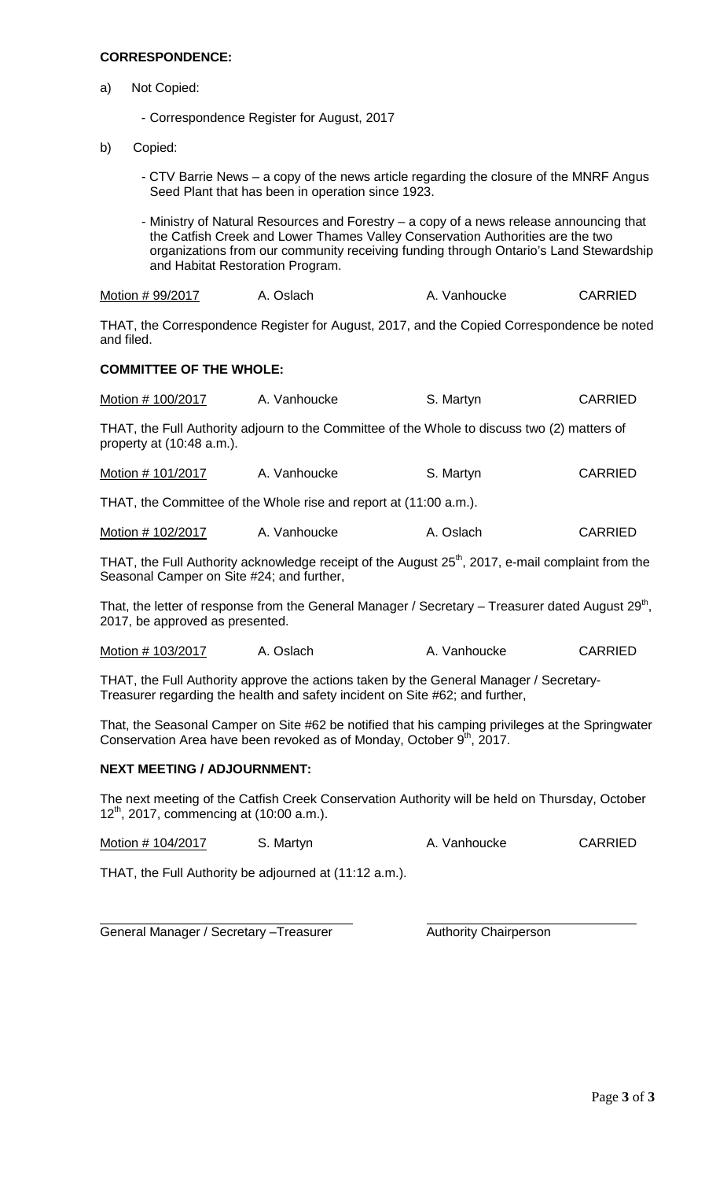**CORRESPONDENCE:**

a) Not Copied:

- Correspondence Register for August, 2017

b) Copied:

- CTV Barrie News – a copy of the news article regarding the closure of the MNRF Angus Seed Plant that has been in operation since 1923.

- Ministry of Natural Resources and Forestry – a copy of a news release announcing that the Catfish Creek and Lower Thames Valley Conservation Authorities are the two organizations from our community receiving funding through Ontario's Land Stewardship and Habitat Restoration Program.

| | | | |
|---|---|---|---|
| Motion # 99/2017 | A. Oslach | A. Vanhoucke | CARRIED |

THAT, the Correspondence Register for August, 2017, and the Copied Correspondence be noted and filed.

**COMMITTEE OF THE WHOLE:**

| | | | |
|---|---|---|---|
| Motion # 100/2017 | A. Vanhoucke | S. Martyn | CARRIED |

THAT, the Full Authority adjourn to the Committee of the Whole to discuss two (2) matters of property at (10:48 a.m.).

| | | | |
|---|---|---|---|
| Motion # 101/2017 | A. Vanhoucke | S. Martyn | CARRIED |

THAT, the Committee of the Whole rise and report at (11:00 a.m.).

| | | | |
|---|---|---|---|
| Motion # 102/2017 | A. Vanhoucke | A. Oslach | CARRIED |

THAT, the Full Authority acknowledge receipt of the August 25th, 2017, e-mail complaint from the Seasonal Camper on Site #24; and further,

That, the letter of response from the General Manager / Secretary – Treasurer dated August 29th, 2017, be approved as presented.

| | | | |
|---|---|---|---|
| Motion # 103/2017 | A. Oslach | A. Vanhoucke | CARRIED |

THAT, the Full Authority approve the actions taken by the General Manager / Secretary-Treasurer regarding the health and safety incident on Site #62; and further,

That, the Seasonal Camper on Site #62 be notified that his camping privileges at the Springwater Conservation Area have been revoked as of Monday, October 9th, 2017.

**NEXT MEETING / ADJOURNMENT:**

The next meeting of the Catfish Creek Conservation Authority will be held on Thursday, October 12th, 2017, commencing at (10:00 a.m.).

| | | | |
|---|---|---|---|
| Motion # 104/2017 | S. Martyn | A. Vanhoucke | CARRIED |

THAT, the Full Authority be adjourned at (11:12 a.m.).

General Manager / Secretary –Treasurer

Authority Chairperson